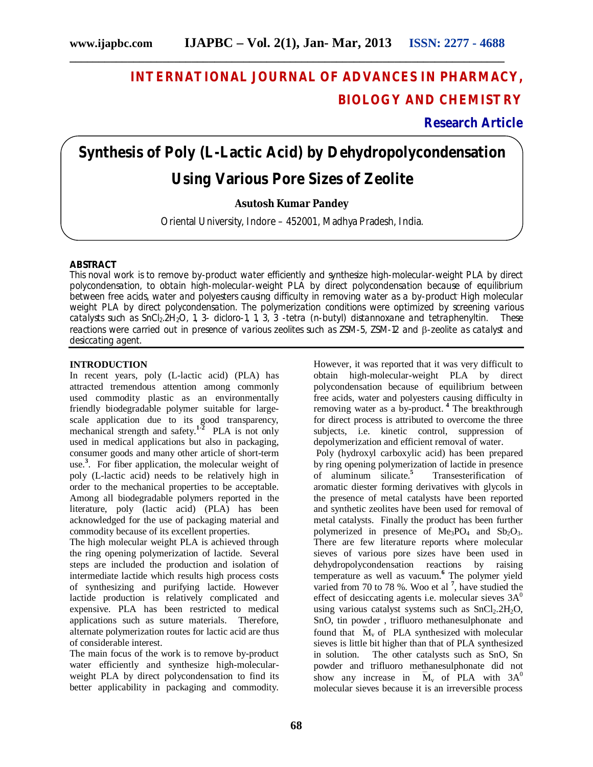# INTERNATIONAL JOURNAL OF ADVANCES IN PHARMACY, BIOLOGY AND CHEMISTRY

**Research Article**

# Synthesis of Poly (L-Lactic Acid) by Dehydropolycondensation Using Various Pore Sizes of Zeolite

**Asutosh Kumar Pandey**

Oriental University, Indore – 452001, Madhya Pradesh, India.

## ABSTRACT

This noval work is to remove by-product water efficiently and synthesize high-molecular-weight PLA by direct polycondensation, to obtain high-molecular-weight PLA by direct polycondensation because of equilibrium between free acids, water and polyesters causing difficulty in removing water as a by-product. High molecular weight PLA by direct polycondensation. The polymerization conditions were optimized by screening various catalysts such as $SnCl_2.2H_2O$, 1, 3- dicloro-1, 1, 3, 3 -tetra (n-butyl) distannoxane and tetraphenyltin. These reactions were carried out in presence of various zeolites such as ZSM-5, ZSM-12 and $\beta$-zeolite as catalyst and desiccating agent.

## INTRODUCTION

In recent years, poly (L-lactic acid) (PLA) has attracted tremendous attention among commonly used commodity plastic as an environmentally friendly biodegradable polymer suitable for large-scale application due to its good transparency, mechanical strength and safety.[1-2] PLA is not only used in medical applications but also in packaging, consumer goods and many other article of short-term use.[3]. For fiber application, the molecular weight of poly (L-lactic acid) needs to be relatively high in order to the mechanical properties to be acceptable. Among all biodegradable polymers reported in the literature, poly (lactic acid) (PLA) has been acknowledged for the use of packaging material and commodity because of its excellent properties.

The high molecular weight PLA is achieved through the ring opening polymerization of lactide. Several steps are included the production and isolation of intermediate lactide which results high process costs of synthesizing and purifying lactide. However lactide production is relatively complicated and expensive. PLA has been restricted to medical applications such as suture materials. Therefore, alternate polymerization routes for lactic acid are thus of considerable interest.

The main focus of the work is to remove by-product water efficiently and synthesize high-molecular-weight PLA by direct polycondensation to find its better applicability in packaging and commodity. However, it was reported that it was very difficult to obtain high-molecular-weight PLA by direct polycondensation because of equilibrium between free acids, water and polyesters causing difficulty in removing water as a by-product.[4] The breakthrough for direct process is attributed to overcome the three subjects, i.e. kinetic control, suppression of depolymerization and efficient removal of water.

Poly (hydroxyl carboxylic acid) has been prepared by ring opening polymerization of lactide in presence of aluminum silicate.[5] Transesterification of aromatic diester forming derivatives with glycols in the presence of metal catalysts have been reported and synthetic zeolites have been used for removal of metal catalysts. Finally the product has been further polymerized in presence of $Me_3PO_4$ and $Sb_2O_3$. There are few literature reports where molecular sieves of various pore sizes have been used in dehydropolycondensation reactions by raising temperature as well as vacuum.[6] The polymer yield varied from 70 to 78 %. Woo et al [7], have studied the effect of desiccating agents i.e. molecular sieves $3A^0$ using various catalyst systems such as $SnCl_2.2H_2O$, SnO, tin powder , trifluoro methanesulphonate and found that $\bar{M}_v$ of PLA synthesized with molecular sieves is little bit higher than that of PLA synthesized in solution. The other catalysts such as SnO, Sn powder and trifluoro methanesulphonate did not show any increase in $\bar{M}_v$ of PLA with $3A^0$ molecular sieves because it is an irreversible process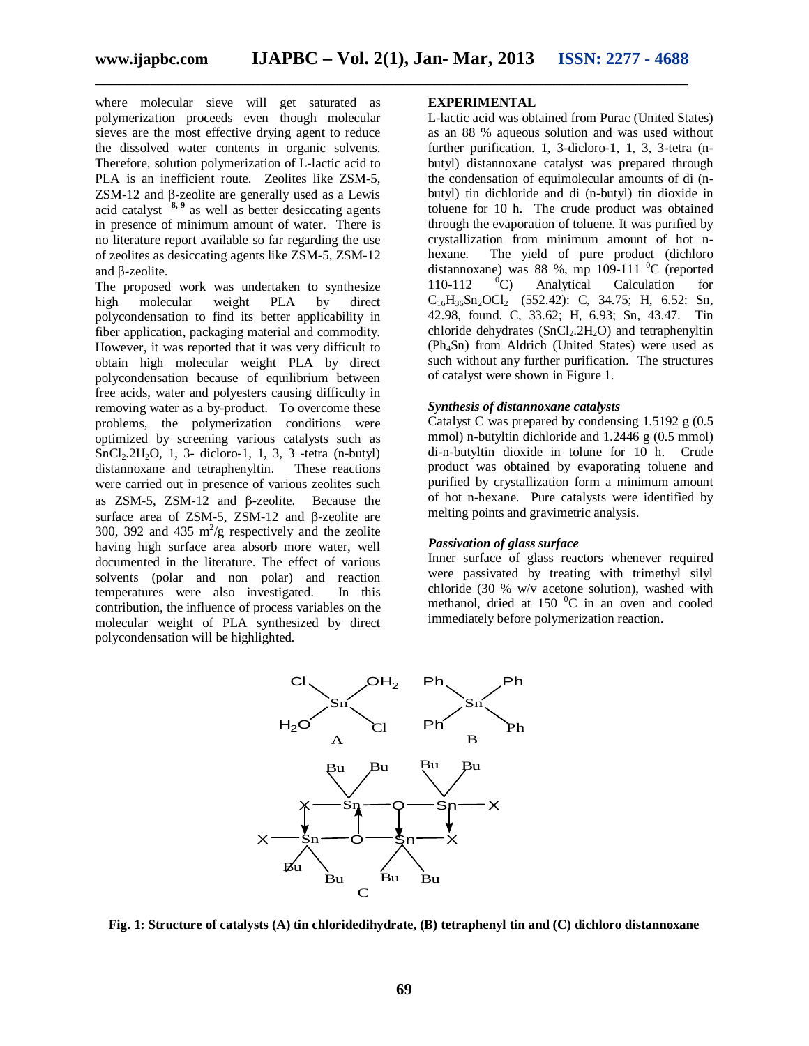where molecular sieve will get saturated as polymerization proceeds even though molecular sieves are the most effective drying agent to reduce the dissolved water contents in organic solvents. Therefore, solution polymerization of L-lactic acid to PLA is an inefficient route. Zeolites like ZSM-5, ZSM-12 and β-zeolite are generally used as a Lewis acid catalyst [8, 9] as well as better desiccating agents in presence of minimum amount of water. There is no literature report available so far regarding the use of zeolites as desiccating agents like ZSM-5, ZSM-12 and β-zeolite.

The proposed work was undertaken to synthesize high molecular weight PLA by direct polycondensation to find its better applicability in fiber application, packaging material and commodity. However, it was reported that it was very difficult to obtain high molecular weight PLA by direct polycondensation because of equilibrium between free acids, water and polyesters causing difficulty in removing water as a by-product. To overcome these problems, the polymerization conditions were optimized by screening various catalysts such as $SnCl_2.2H_2O$, 1, 3- dicloro-1, 1, 3, 3 -tetra (n-butyl) distannoxane and tetraphenyltin. These reactions were carried out in presence of various zeolites such as ZSM-5, ZSM-12 and β-zeolite. Because the surface area of ZSM-5, ZSM-12 and β-zeolite are 300, 392 and 435 $m^2/g$ respectively and the zeolite having high surface area absorb more water, well documented in the literature. The effect of various solvents (polar and non polar) and reaction temperatures were also investigated. In this contribution, the influence of process variables on the molecular weight of PLA synthesized by direct polycondensation will be highlighted.

## EXPERIMENTAL

L-lactic acid was obtained from Purac (United States) as an 88 % aqueous solution and was used without further purification. 1, 3-dicloro-1, 1, 3, 3-tetra (n-butyl) distannoxane catalyst was prepared through the condensation of equimolecular amounts of di (n-butyl) tin dichloride and di (n-butyl) tin dioxide in toluene for 10 h. The crude product was obtained through the evaporation of toluene. It was purified by crystallization from minimum amount of hot n-hexane. The yield of pure product (dichloro distannoxane) was 88 %, mp 109-111 $^0$C (reported 110-112 $^0$C) Analytical Calculation for $C_{16}H_{36}Sn_2OCl_2$ (552.42): C, 34.75; H, 6.52: Sn, 42.98, found. C, 33.62; H, 6.93; Sn, 43.47. Tin chloride dehydrates ($SnCl_2.2H_2O$) and tetraphenyltin ($Ph_4Sn$) from Aldrich (United States) were used as such without any further purification. The structures of catalyst were shown in Figure 1.

### *Synthesis of distannoxane catalysts*

Catalyst C was prepared by condensing 1.5192 g (0.5 mmol) n-butyltin dichloride and 1.2446 g (0.5 mmol) di-n-butyltin dioxide in tolune for 10 h. Crude product was obtained by evaporating toluene and purified by crystallization form a minimum amount of hot n-hexane. Pure catalysts were identified by melting points and gravimetric analysis.

### *Passivation of glass surface*

Inner surface of glass reactors whenever required were passivated by treating with trimethyl silyl chloride (30 % w/v acetone solution), washed with methanol, dried at 150 $^0$C in an oven and cooled immediately before polymerization reaction.

**Fig. 1: Structure of catalysts (A) tin chloridedihydrate, (B) tetraphenyl tin and (C) dichloro distannoxane**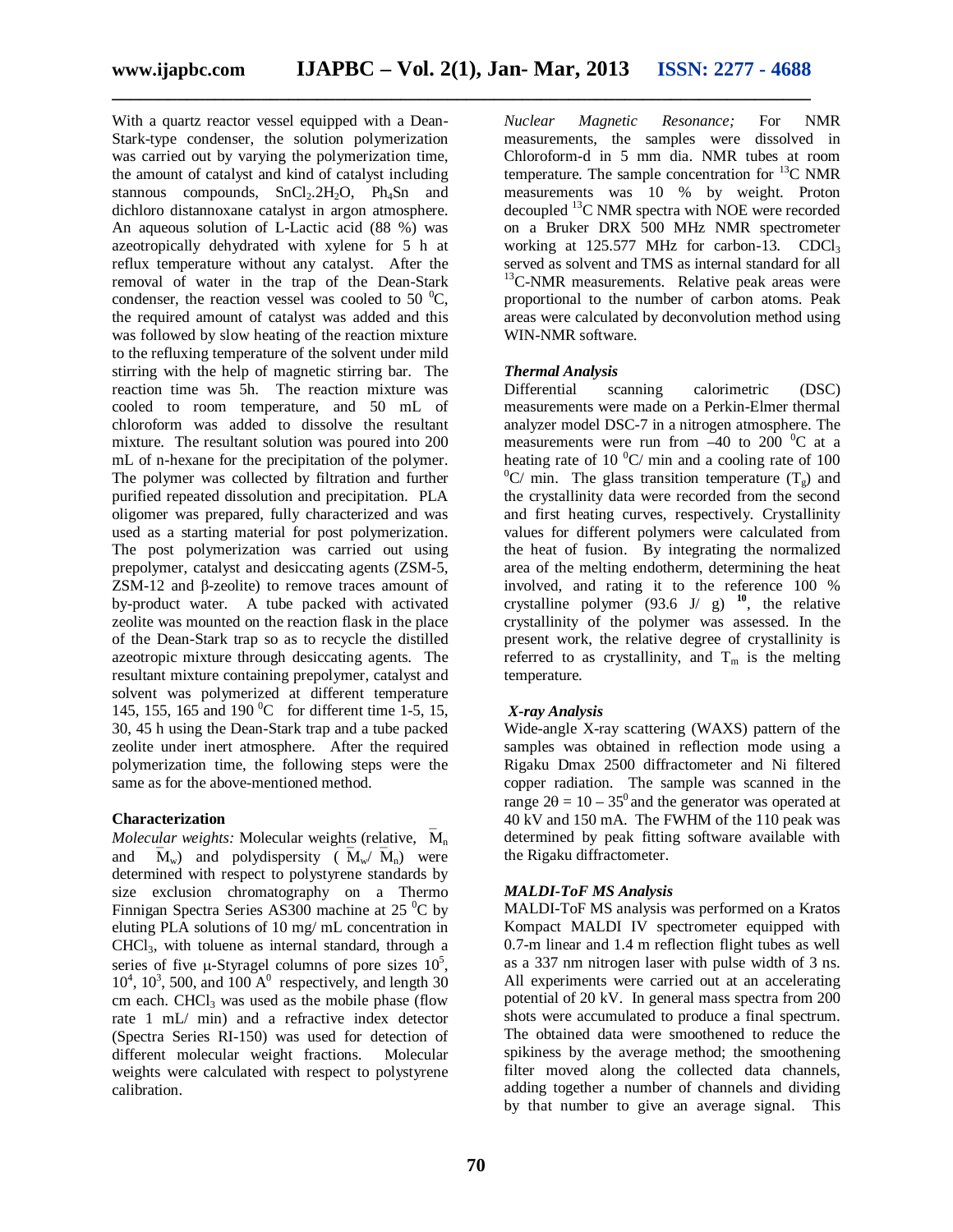With a quartz reactor vessel equipped with a Dean-Stark-type condenser, the solution polymerization was carried out by varying the polymerization time, the amount of catalyst and kind of catalyst including stannous compounds, $SnCl_2.2H_2O$, $Ph_4Sn$ and dichloro distannoxane catalyst in argon atmosphere. An aqueous solution of L-Lactic acid (88 %) was azeotropically dehydrated with xylene for 5 h at reflux temperature without any catalyst. After the removal of water in the trap of the Dean-Stark condenser, the reaction vessel was cooled to 50 $^0$C, the required amount of catalyst was added and this was followed by slow heating of the reaction mixture to the refluxing temperature of the solvent under mild stirring with the help of magnetic stirring bar. The reaction time was 5h. The reaction mixture was cooled to room temperature, and 50 mL of chloroform was added to dissolve the resultant mixture. The resultant solution was poured into 200 mL of n-hexane for the precipitation of the polymer. The polymer was collected by filtration and further purified repeated dissolution and precipitation. PLA oligomer was prepared, fully characterized and was used as a starting material for post polymerization. The post polymerization was carried out using prepolymer, catalyst and desiccating agents (ZSM-5, ZSM-12 and β-zeolite) to remove traces amount of by-product water. A tube packed with activated zeolite was mounted on the reaction flask in the place of the Dean-Stark trap so as to recycle the distilled azeotropic mixture through desiccating agents. The resultant mixture containing prepolymer, catalyst and solvent was polymerized at different temperature 145, 155, 165 and 190 $^0$C for different time 1-5, 15, 30, 45 h using the Dean-Stark trap and a tube packed zeolite under inert atmosphere. After the required polymerization time, the following steps were the same as for the above-mentioned method.

**Characterization**

*Molecular weights:* Molecular weights (relative, $\bar{M}_n$ and $\bar{M}_w$) and polydispersity ($\bar{M}_w/\bar{M}_n$) were determined with respect to polystyrene standards by size exclusion chromatography on a Thermo Finnigan Spectra Series AS300 machine at 25 $^0$C by eluting PLA solutions of 10 mg/ mL concentration in $CHCl_3$, with toluene as internal standard, through a series of five μ-Styragel columns of pore sizes $10^5$, $10^4$, $10^3$, 500, and 100 $A^0$ respectively, and length 30 cm each. $CHCl_3$ was used as the mobile phase (flow rate 1 mL/ min) and a refractive index detector (Spectra Series RI-150) was used for detection of different molecular weight fractions. Molecular weights were calculated with respect to polystyrene calibration.

*Nuclear Magnetic Resonance;* For NMR measurements, the samples were dissolved in Chloroform-d in 5 mm dia. NMR tubes at room temperature. The sample concentration for $^{13}$C NMR measurements was 10 % by weight. Proton decoupled $^{13}$C NMR spectra with NOE were recorded on a Bruker DRX 500 MHz NMR spectrometer working at 125.577 MHz for carbon-13. $CDCl_3$ served as solvent and TMS as internal standard for all $^{13}$C-NMR measurements. Relative peak areas were proportional to the number of carbon atoms. Peak areas were calculated by deconvolution method using WIN-NMR software.

***Thermal Analysis***

Differential scanning calorimetric (DSC) measurements were made on a Perkin-Elmer thermal analyzer model DSC-7 in a nitrogen atmosphere. The measurements were run from –40 to 200 $^0$C at a heating rate of 10 $^0$C/ min and a cooling rate of 100 $^0$C/ min. The glass transition temperature ($T_g$) and the crystallinity data were recorded from the second and first heating curves, respectively. Crystallinity values for different polymers were calculated from the heat of fusion. By integrating the normalized area of the melting endotherm, determining the heat involved, and rating it to the reference 100 % crystalline polymer (93.6 J/ g) [10], the relative crystallinity of the polymer was assessed. In the present work, the relative degree of crystallinity is referred to as crystallinity, and $T_m$ is the melting temperature.

***X-ray Analysis***

Wide-angle X-ray scattering (WAXS) pattern of the samples was obtained in reflection mode using a Rigaku Dmax 2500 diffractometer and Ni filtered copper radiation. The sample was scanned in the range $2\theta = 10 – 35^0$ and the generator was operated at 40 kV and 150 mA. The FWHM of the 110 peak was determined by peak fitting software available with the Rigaku diffractometer.

***MALDI-ToF MS Analysis***

MALDI-ToF MS analysis was performed on a Kratos Kompact MALDI IV spectrometer equipped with 0.7-m linear and 1.4 m reflection flight tubes as well as a 337 nm nitrogen laser with pulse width of 3 ns. All experiments were carried out at an accelerating potential of 20 kV. In general mass spectra from 200 shots were accumulated to produce a final spectrum. The obtained data were smoothened to reduce the spikiness by the average method; the smoothening filter moved along the collected data channels, adding together a number of channels and dividing by that number to give an average signal. This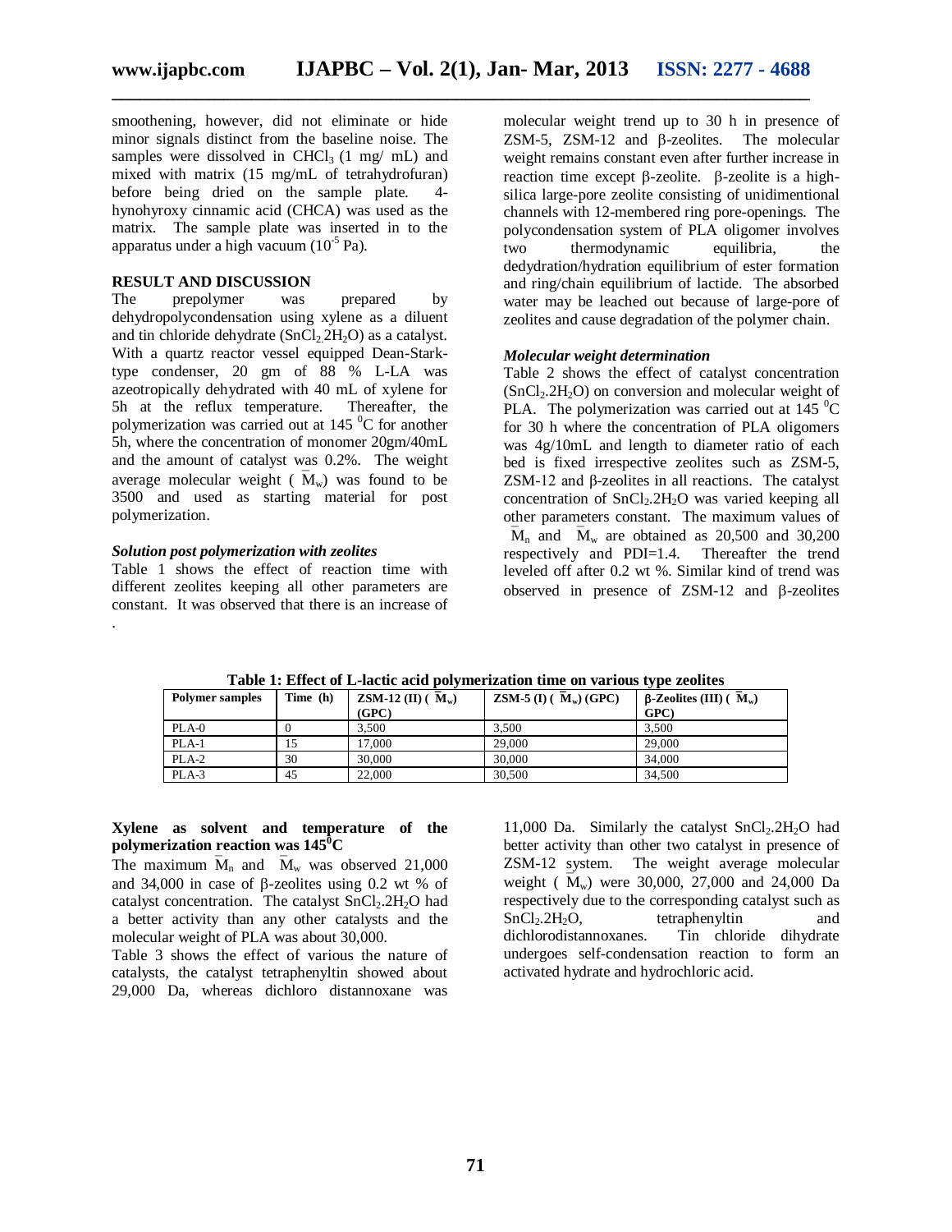smoothening, however, did not eliminate or hide minor signals distinct from the baseline noise. The samples were dissolved in $CHCl_3$ (1 mg/ mL) and mixed with matrix (15 mg/mL of tetrahydrofuran) before being dried on the sample plate. 4-hynohyroxy cinnamic acid (CHCA) was used as the matrix. The sample plate was inserted in to the apparatus under a high vacuum ($10^{-5}$ Pa).

## RESULT AND DISCUSSION

The prepolymer was prepared by dehydropolycondensation using xylene as a diluent and tin chloride dehydrate ($SnCl_2.2H_2O$) as a catalyst. With a quartz reactor vessel equipped Dean-Stark-type condenser, 20 gm of 88 % L-LA was azeotropically dehydrated with 40 mL of xylene for 5h at the reflux temperature. Thereafter, the polymerization was carried out at 145 $^0$C for another 5h, where the concentration of monomer 20gm/40mL and the amount of catalyst was 0.2%. The weight average molecular weight ( $\bar{M}_w$) was found to be 3500 and used as starting material for post polymerization.

### *Solution post polymerization with zeolites*

Table 1 shows the effect of reaction time with different zeolites keeping all other parameters are constant. It was observed that there is an increase of molecular weight trend up to 30 h in presence of ZSM-5, ZSM-12 and β-zeolites. The molecular weight remains constant even after further increase in reaction time except β-zeolite. β-zeolite is a high-silica large-pore zeolite consisting of unidimentional channels with 12-membered ring pore-openings. The polycondensation system of PLA oligomer involves two thermodynamic equilibria, the dedydration/hydration equilibrium of ester formation and ring/chain equilibrium of lactide. The absorbed water may be leached out because of large-pore of zeolites and cause degradation of the polymer chain.

### *Molecular weight determination*

Table 2 shows the effect of catalyst concentration ($SnCl_2.2H_2O$) on conversion and molecular weight of PLA. The polymerization was carried out at 145 $^0$C for 30 h where the concentration of PLA oligomers was 4g/10mL and length to diameter ratio of each bed is fixed irrespective zeolites such as ZSM-5, ZSM-12 and β-zeolites in all reactions. The catalyst concentration of $SnCl_2.2H_2O$ was varied keeping all other parameters constant. The maximum values of $\bar{M}_n$ and $\bar{M}_w$ are obtained as 20,500 and 30,200 respectively and PDI=1.4. Thereafter the trend leveled off after 0.2 wt %. Similar kind of trend was observed in presence of ZSM-12 and β-zeolites

**Table 1: Effect of L-lactic acid polymerization time on various type zeolites**

| Polymer samples | Time (h) | ZSM-12 (II) ( $\bar{M}_w$) (GPC) | ZSM-5 (I) ( $\bar{M}_w$) (GPC) | β-Zeolites (III) ( $\bar{M}_w$) GPC) |
|---|---|---|---|---|
| PLA-0 | 0 | 3,500 | 3,500 | 3,500 |
| PLA-1 | 15 | 17,000 | 29,000 | 29,000 |
| PLA-2 | 30 | 30,000 | 30,000 | 34,000 |
| PLA-3 | 45 | 22,000 | 30,500 | 34,500 |

**Xylene as solvent and temperature of the polymerization reaction was 145$^0$C**

The maximum $\bar{M}_n$ and $\bar{M}_w$ was observed 21,000 and 34,000 in case of β-zeolites using 0.2 wt % of catalyst concentration. The catalyst $SnCl_2.2H_2O$ had a better activity than any other catalysts and the molecular weight of PLA was about 30,000.

Table 3 shows the effect of various the nature of catalysts, the catalyst tetraphenyltin showed about 29,000 Da, whereas dichloro distannoxane was 11,000 Da. Similarly the catalyst $SnCl_2.2H_2O$ had better activity than other two catalyst in presence of ZSM-12 system. The weight average molecular weight ( $\bar{M}_w$) were 30,000, 27,000 and 24,000 Da respectively due to the corresponding catalyst such as $SnCl_2.2H_2O$, tetraphenyltin and dichlorodistannoxanes. Tin chloride dihydrate undergoes self-condensation reaction to form an activated hydrate and hydrochloric acid.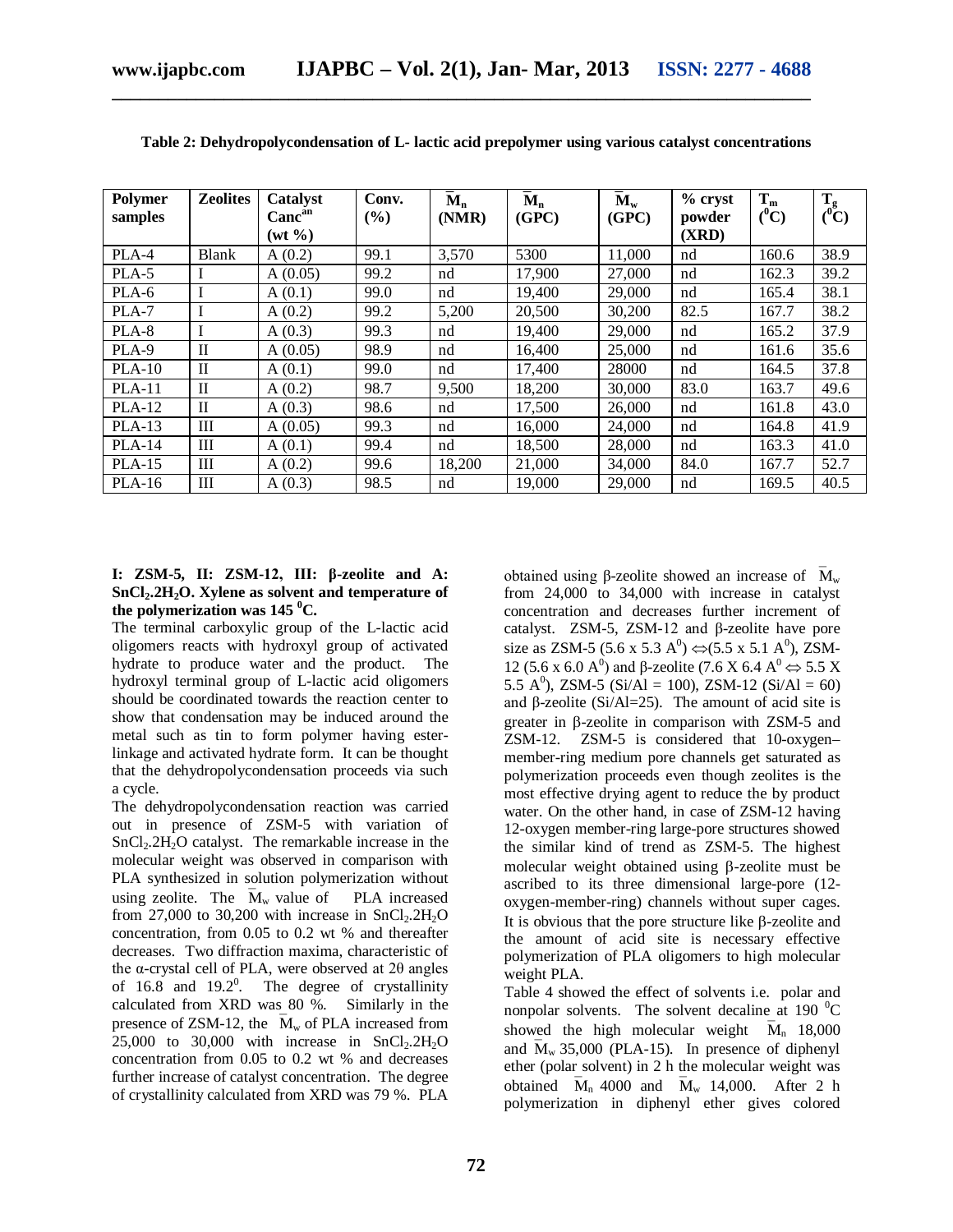**Table 2: Dehydropolycondensation of L- lactic acid prepolymer using various catalyst concentrations**

| Polymer samples | Zeolites | Catalyst Canc$^{an}$ (wt %) | Conv. (%) | $\bar{M}_n$ (NMR) | $\bar{M}_n$ (GPC) | $\bar{M}_w$ (GPC) | % cryst powder (XRD) | $T_m$ ($^0$C) | $T_g$ ($^0$C) |
|---|---|---|---|---|---|---|---|---|---|
| PLA-4 | Blank | A (0.2) | 99.1 | 3,570 | 5300 | 11,000 | nd | 160.6 | 38.9 |
| PLA-5 | I | A (0.05) | 99.2 | nd | 17,900 | 27,000 | nd | 162.3 | 39.2 |
| PLA-6 | I | A (0.1) | 99.0 | nd | 19,400 | 29,000 | nd | 165.4 | 38.1 |
| PLA-7 | I | A (0.2) | 99.2 | 5,200 | 20,500 | 30,200 | 82.5 | 167.7 | 38.2 |
| PLA-8 | I | A (0.3) | 99.3 | nd | 19,400 | 29,000 | nd | 165.2 | 37.9 |
| PLA-9 | II | A (0.05) | 98.9 | nd | 16,400 | 25,000 | nd | 161.6 | 35.6 |
| PLA-10 | II | A (0.1) | 99.0 | nd | 17,400 | 28000 | nd | 164.5 | 37.8 |
| PLA-11 | II | A (0.2) | 98.7 | 9,500 | 18,200 | 30,000 | 83.0 | 163.7 | 49.6 |
| PLA-12 | II | A (0.3) | 98.6 | nd | 17,500 | 26,000 | nd | 161.8 | 43.0 |
| PLA-13 | III | A (0.05) | 99.3 | nd | 16,000 | 24,000 | nd | 164.8 | 41.9 |
| PLA-14 | III | A (0.1) | 99.4 | nd | 18,500 | 28,000 | nd | 163.3 | 41.0 |
| PLA-15 | III | A (0.2) | 99.6 | 18,200 | 21,000 | 34,000 | 84.0 | 167.7 | 52.7 |
| PLA-16 | III | A (0.3) | 98.5 | nd | 19,000 | 29,000 | nd | 169.5 | 40.5 |

**I: ZSM-5, II: ZSM-12, III: β-zeolite and A: $SnCl_2.2H_2O$. Xylene as solvent and temperature of the polymerization was 145 $^0$C.**

The terminal carboxylic group of the L-lactic acid oligomers reacts with hydroxyl group of activated hydrate to produce water and the product. The hydroxyl terminal group of L-lactic acid oligomers should be coordinated towards the reaction center to show that condensation may be induced around the metal such as tin to form polymer having ester-linkage and activated hydrate form. It can be thought that the dehydropolycondensation proceeds via such a cycle.

The dehydropolycondensation reaction was carried out in presence of ZSM-5 with variation of $SnCl_2.2H_2O$ catalyst. The remarkable increase in the molecular weight was observed in comparison with PLA synthesized in solution polymerization without using zeolite. The $\bar{M}_w$ value of PLA increased from 27,000 to 30,200 with increase in $SnCl_2.2H_2O$ concentration, from 0.05 to 0.2 wt % and thereafter decreases. Two diffraction maxima, characteristic of the α-crystal cell of PLA, were observed at 2θ angles of 16.8 and 19.2$^0$. The degree of crystallinity calculated from XRD was 80 %. Similarly in the presence of ZSM-12, the $\bar{M}_w$ of PLA increased from 25,000 to 30,000 with increase in $SnCl_2.2H_2O$ concentration from 0.05 to 0.2 wt % and decreases further increase of catalyst concentration. The degree of crystallinity calculated from XRD was 79 %. PLA obtained using β-zeolite showed an increase of $\bar{M}_w$ from 24,000 to 34,000 with increase in catalyst concentration and decreases further increment of catalyst. ZSM-5, ZSM-12 and β-zeolite have pore size as ZSM-5 (5.6 x 5.3 A$^0$) ⇔(5.5 x 5.1 A$^0$), ZSM-12 (5.6 x 6.0 A$^0$) and β-zeolite (7.6 X 6.4 A$^0$ ⇔ 5.5 X 5.5 A$^0$), ZSM-5 (Si/Al = 100), ZSM-12 (Si/Al = 60) and β-zeolite (Si/Al=25). The amount of acid site is greater in β-zeolite in comparison with ZSM-5 and ZSM-12. ZSM-5 is considered that 10-oxygen–member-ring medium pore channels get saturated as polymerization proceeds even though zeolites is the most effective drying agent to reduce the by product water. On the other hand, in case of ZSM-12 having 12-oxygen member-ring large-pore structures showed the similar kind of trend as ZSM-5. The highest molecular weight obtained using β-zeolite must be ascribed to its three dimensional large-pore (12-oxygen-member-ring) channels without super cages. It is obvious that the pore structure like β-zeolite and the amount of acid site is necessary effective polymerization of PLA oligomers to high molecular weight PLA.

Table 4 showed the effect of solvents i.e. polar and nonpolar solvents. The solvent decaline at 190 $^0$C showed the high molecular weight $\bar{M}_n$ 18,000 and $\bar{M}_w$ 35,000 (PLA-15). In presence of diphenyl ether (polar solvent) in 2 h the molecular weight was obtained $\bar{M}_n$ 4000 and $\bar{M}_w$ 14,000. After 2 h polymerization in diphenyl ether gives colored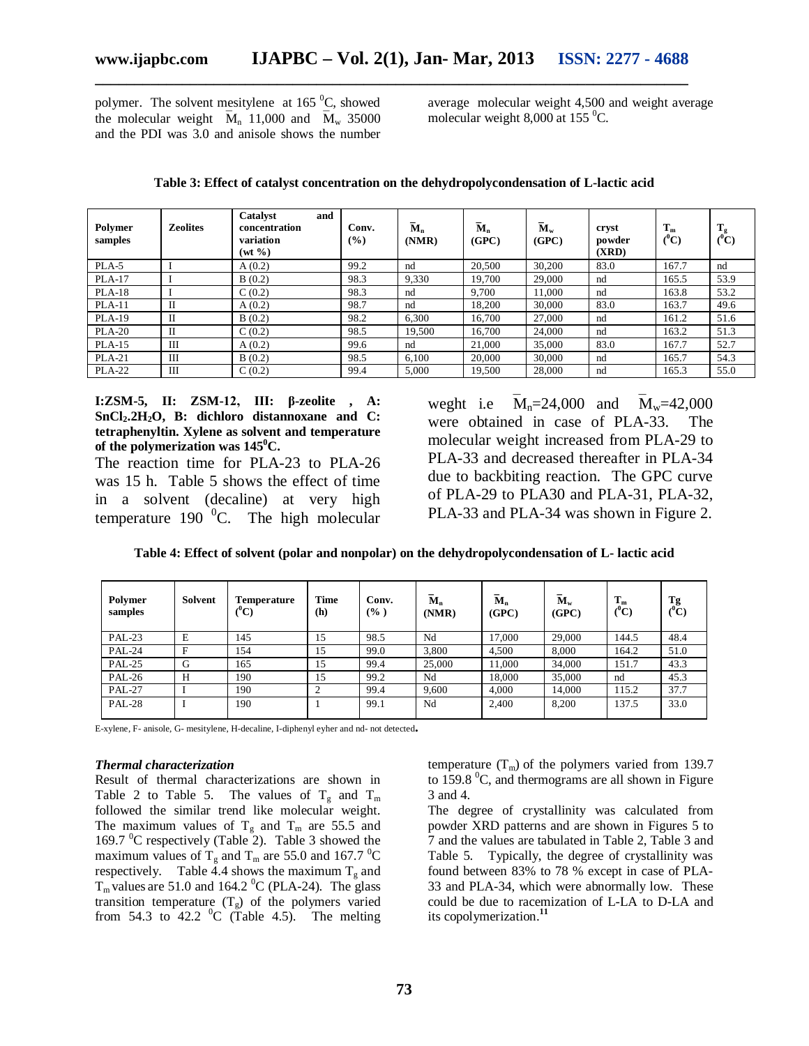polymer. The solvent mesitylene at 165 $^0$C, showed the molecular weight $\bar{M}_n$ 11,000 and $\bar{M}_w$ 35000 and the PDI was 3.0 and anisole shows the number average molecular weight 4,500 and weight average molecular weight 8,000 at 155 $^0$C.

**Table 3: Effect of catalyst concentration on the dehydropolycondensation of L-lactic acid**

| Polymer samples | Zeolites | Catalyst and concentration variation (wt %) | Conv. (%) | $\bar{M}_n$ (NMR) | $\bar{M}_n$ (GPC) | $\bar{M}_w$ (GPC) | cryst powder (XRD) | $T_m$ ($^0$C) | $T_g$ ($^0$C) |
|---|---|---|---|---|---|---|---|---|---|
| PLA-5 | I | A (0.2) | 99.2 | nd | 20,500 | 30,200 | 83.0 | 167.7 | nd |
| PLA-17 | I | B (0.2) | 98.3 | 9,330 | 19,700 | 29,000 | nd | 165.5 | 53.9 |
| PLA-18 | I | C (0.2) | 98.3 | nd | 9,700 | 11,000 | nd | 163.8 | 53.2 |
| PLA-11 | II | A (0.2) | 98.7 | nd | 18,200 | 30,000 | 83.0 | 163.7 | 49.6 |
| PLA-19 | II | B (0.2) | 98.2 | 6,300 | 16,700 | 27,000 | nd | 161.2 | 51.6 |
| PLA-20 | II | C (0.2) | 98.5 | 19,500 | 16,700 | 24,000 | nd | 163.2 | 51.3 |
| PLA-15 | III | A (0.2) | 99.6 | nd | 21,000 | 35,000 | 83.0 | 167.7 | 52.7 |
| PLA-21 | III | B (0.2) | 98.5 | 6,100 | 20,000 | 30,000 | nd | 165.7 | 54.3 |
| PLA-22 | III | C (0.2) | 99.4 | 5,000 | 19,500 | 28,000 | nd | 165.3 | 55.0 |

**I:ZSM-5, II: ZSM-12, III: β-zeolite , A: $SnCl_2.2H_2O$, B: dichloro distannoxane and C: tetraphenyltin. Xylene as solvent and temperature of the polymerization was 145$^0$C.**

The reaction time for PLA-23 to PLA-26 was 15 h. Table 5 shows the effect of time in a solvent (decaline) at very high temperature 190 $^0$C. The high molecular weght i.e $\bar{M}_n$=24,000 and $\bar{M}_w$=42,000 were obtained in case of PLA-33. The molecular weight increased from PLA-29 to PLA-33 and decreased thereafter in PLA-34 due to backbiting reaction. The GPC curve of PLA-29 to PLA30 and PLA-31, PLA-32, PLA-33 and PLA-34 was shown in Figure 2.

**Table 4: Effect of solvent (polar and nonpolar) on the dehydropolycondensation of L- lactic acid**

| Polymer samples | Solvent | Temperature ($^0$C) | Time (h) | Conv. (% ) | $\bar{M}_n$ (NMR) | $\bar{M}_n$ (GPC) | $\bar{M}_w$ (GPC) | $T_m$ ($^0$C) | Tg ($^0$C) |
|---|---|---|---|---|---|---|---|---|---|
| PAL-23 | E | 145 | 15 | 98.5 | Nd | 17,000 | 29,000 | 144.5 | 48.4 |
| PAL-24 | F | 154 | 15 | 99.0 | 3,800 | 4,500 | 8,000 | 164.2 | 51.0 |
| PAL-25 | G | 165 | 15 | 99.4 | 25,000 | 11,000 | 34,000 | 151.7 | 43.3 |
| PAL-26 | H | 190 | 15 | 99.2 | Nd | 18,000 | 35,000 | nd | 45.3 |
| PAL-27 | I | 190 | 2 | 99.4 | 9,600 | 4,000 | 14,000 | 115.2 | 37.7 |
| PAL-28 | I | 190 | 1 | 99.1 | Nd | 2,400 | 8,200 | 137.5 | 33.0 |

E-xylene, F- anisole, G- mesitylene, H-decaline, I-diphenyl eyher and nd- not detected.

### *Thermal characterization*

Result of thermal characterizations are shown in Table 2 to Table 5. The values of $T_g$ and $T_m$ followed the similar trend like molecular weight. The maximum values of $T_g$ and $T_m$ are 55.5 and 169.7 $^0$C respectively (Table 2). Table 3 showed the maximum values of $T_g$ and $T_m$ are 55.0 and 167.7 $^0$C respectively. Table 4.4 shows the maximum $T_g$ and $T_m$ values are 51.0 and 164.2 $^0$C (PLA-24). The glass transition temperature ($T_g$) of the polymers varied from 54.3 to 42.2 $^0$C (Table 4.5). The melting temperature ($T_m$) of the polymers varied from 139.7 to 159.8 $^0$C, and thermograms are all shown in Figure 3 and 4.

The degree of crystallinity was calculated from powder XRD patterns and are shown in Figures 5 to 7 and the values are tabulated in Table 2, Table 3 and Table 5. Typically, the degree of crystallinity was found between 83% to 78 % except in case of PLA-33 and PLA-34, which were abnormally low. These could be due to racemization of L-LA to D-LA and its copolymerization.[11]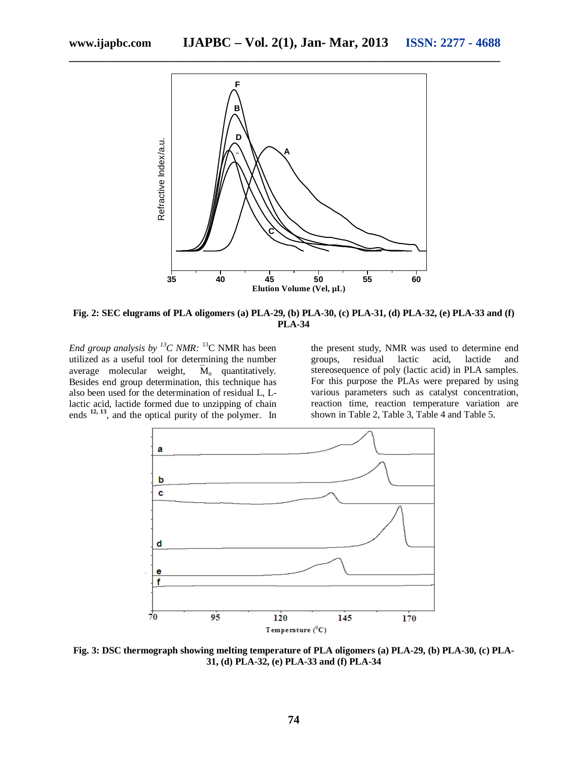Fig. 2: SEC elugrams of PLA oligomers (a) PLA-29, (b) PLA-30, (c) PLA-31, (d) PLA-32, (e) PLA-33 and (f) PLA-34

*End group analysis by [13]C NMR:* $^{13}$C NMR has been utilized as a useful tool for determining the number average molecular weight, $\overline{M}_n$ quantitatively. Besides end group determination, this technique has also been used for the determination of residual L, L-lactic acid, lactide formed due to unzipping of chain ends [12, 13], and the optical purity of the polymer. In the present study, NMR was used to determine end groups, residual lactic acid, lactide and stereosequence of poly (lactic acid) in PLA samples. For this purpose the PLAs were prepared by using various parameters such as catalyst concentration, reaction time, reaction temperature variation are shown in Table 2, Table 3, Table 4 and Table 5.

Fig. 3: DSC thermograph showing melting temperature of PLA oligomers (a) PLA-29, (b) PLA-30, (c) PLA-31, (d) PLA-32, (e) PLA-33 and (f) PLA-34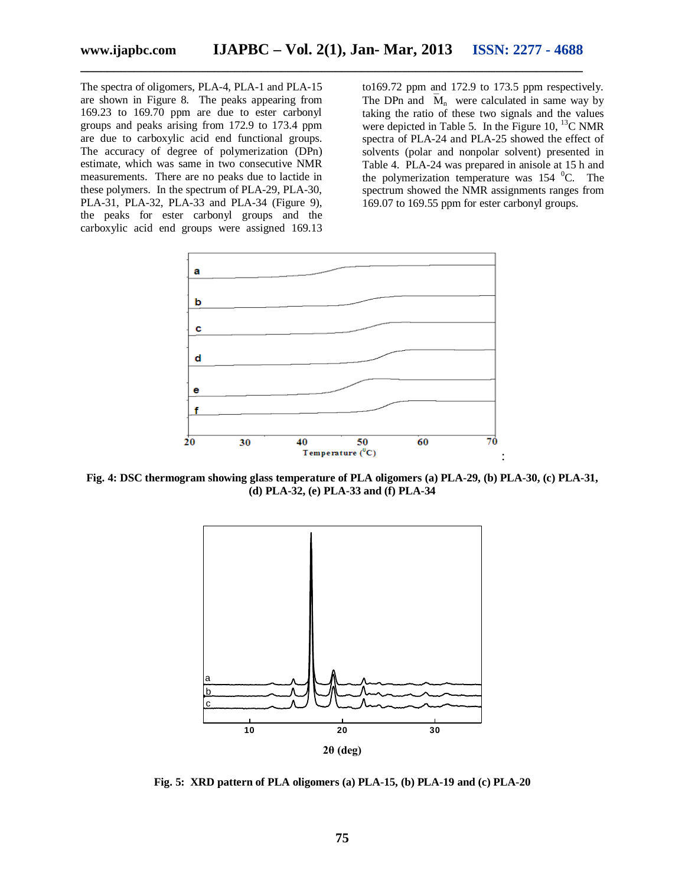The spectra of oligomers, PLA-4, PLA-1 and PLA-15 are shown in Figure 8. The peaks appearing from 169.23 to 169.70 ppm are due to ester carbonyl groups and peaks arising from 172.9 to 173.4 ppm are due to carboxylic acid end functional groups. The accuracy of degree of polymerization (DPn) estimate, which was same in two consecutive NMR measurements. There are no peaks due to lactide in these polymers. In the spectrum of PLA-29, PLA-30, PLA-31, PLA-32, PLA-33 and PLA-34 (Figure 9), the peaks for ester carbonyl groups and the carboxylic acid end groups were assigned 169.13 to169.72 ppm and 172.9 to 173.5 ppm respectively. The DPn and $\bar{M}_n$ were calculated in same way by taking the ratio of these two signals and the values were depicted in Table 5. In the Figure 10, $^{13}$C NMR spectra of PLA-24 and PLA-25 showed the effect of solvents (polar and nonpolar solvent) presented in Table 4. PLA-24 was prepared in anisole at 15 h and the polymerization temperature was 154 $^{0}$C. The spectrum showed the NMR assignments ranges from 169.07 to 169.55 ppm for ester carbonyl groups.

**Fig. 4: DSC thermogram showing glass temperature of PLA oligomers (a) PLA-29, (b) PLA-30, (c) PLA-31, (d) PLA-32, (e) PLA-33 and (f) PLA-34**

**Fig. 5: XRD pattern of PLA oligomers (a) PLA-15, (b) PLA-19 and (c) PLA-20**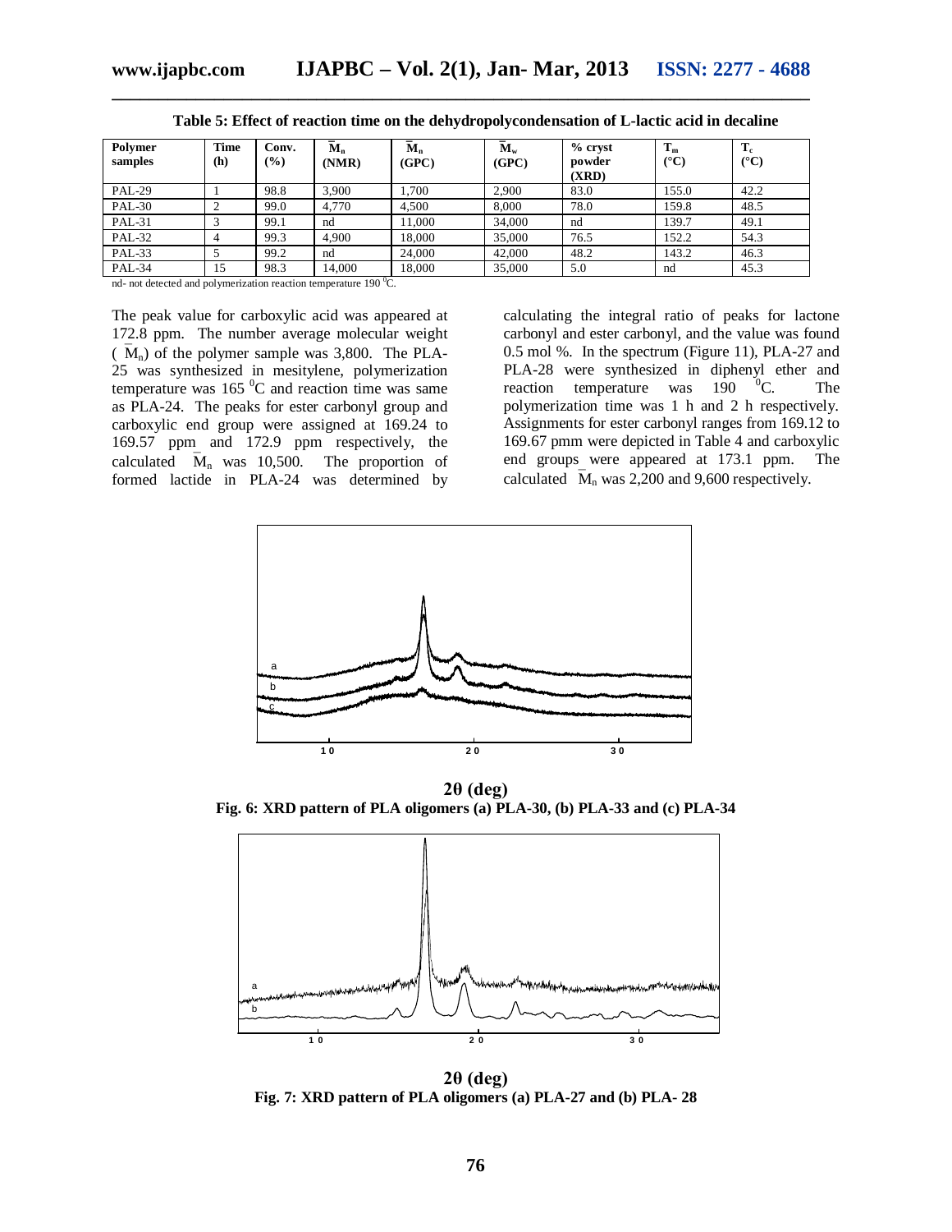**Table 5: Effect of reaction time on the dehydropolycondensation of L-lactic acid in decaline**

| Polymer samples | Time (h) | Conv. (%) | $\bar{M}_n$ (NMR) | $\bar{M}_n$ (GPC) | $\bar{M}_w$ (GPC) | % cryst powder (XRD) | $T_m$ (°C) | $T_c$ (°C) |
|---|---|---|---|---|---|---|---|---|
| PAL-29 | 1 | 98.8 | 3,900 | 1,700 | 2,900 | 83.0 | 155.0 | 42.2 |
| PAL-30 | 2 | 99.0 | 4,770 | 4,500 | 8,000 | 78.0 | 159.8 | 48.5 |
| PAL-31 | 3 | 99.1 | nd | 11,000 | 34,000 | nd | 139.7 | 49.1 |
| PAL-32 | 4 | 99.3 | 4,900 | 18,000 | 35,000 | 76.5 | 152.2 | 54.3 |
| PAL-33 | 5 | 99.2 | nd | 24,000 | 42,000 | 48.2 | 143.2 | 46.3 |
| PAL-34 | 15 | 98.3 | 14,000 | 18,000 | 35,000 | 5.0 | nd | 45.3 |

nd- not detected and polymerization reaction temperature 190 $^0$C.

The peak value for carboxylic acid was appeared at 172.8 ppm. The number average molecular weight ($\bar{M}_n$) of the polymer sample was 3,800. The PLA-25 was synthesized in mesitylene, polymerization temperature was 165 $^0$C and reaction time was same as PLA-24. The peaks for ester carbonyl group and carboxylic end group were assigned at 169.24 to 169.57 ppm and 172.9 ppm respectively, the calculated $\bar{M}_n$ was 10,500. The proportion of formed lactide in PLA-24 was determined by calculating the integral ratio of peaks for lactone carbonyl and ester carbonyl, and the value was found 0.5 mol %. In the spectrum (Figure 11), PLA-27 and PLA-28 were synthesized in diphenyl ether and reaction temperature was 190 $^0$C. The polymerization time was 1 h and 2 h respectively. Assignments for ester carbonyl ranges from 169.12 to 169.67 pmm were depicted in Table 4 and carboxylic end groups were appeared at 173.1 ppm. The calculated $\bar{M}_n$ was 2,200 and 9,600 respectively.

**Fig. 6: XRD pattern of PLA oligomers (a) PLA-30, (b) PLA-33 and (c) PLA-34**

**Fig. 7: XRD pattern of PLA oligomers (a) PLA-27 and (b) PLA- 28**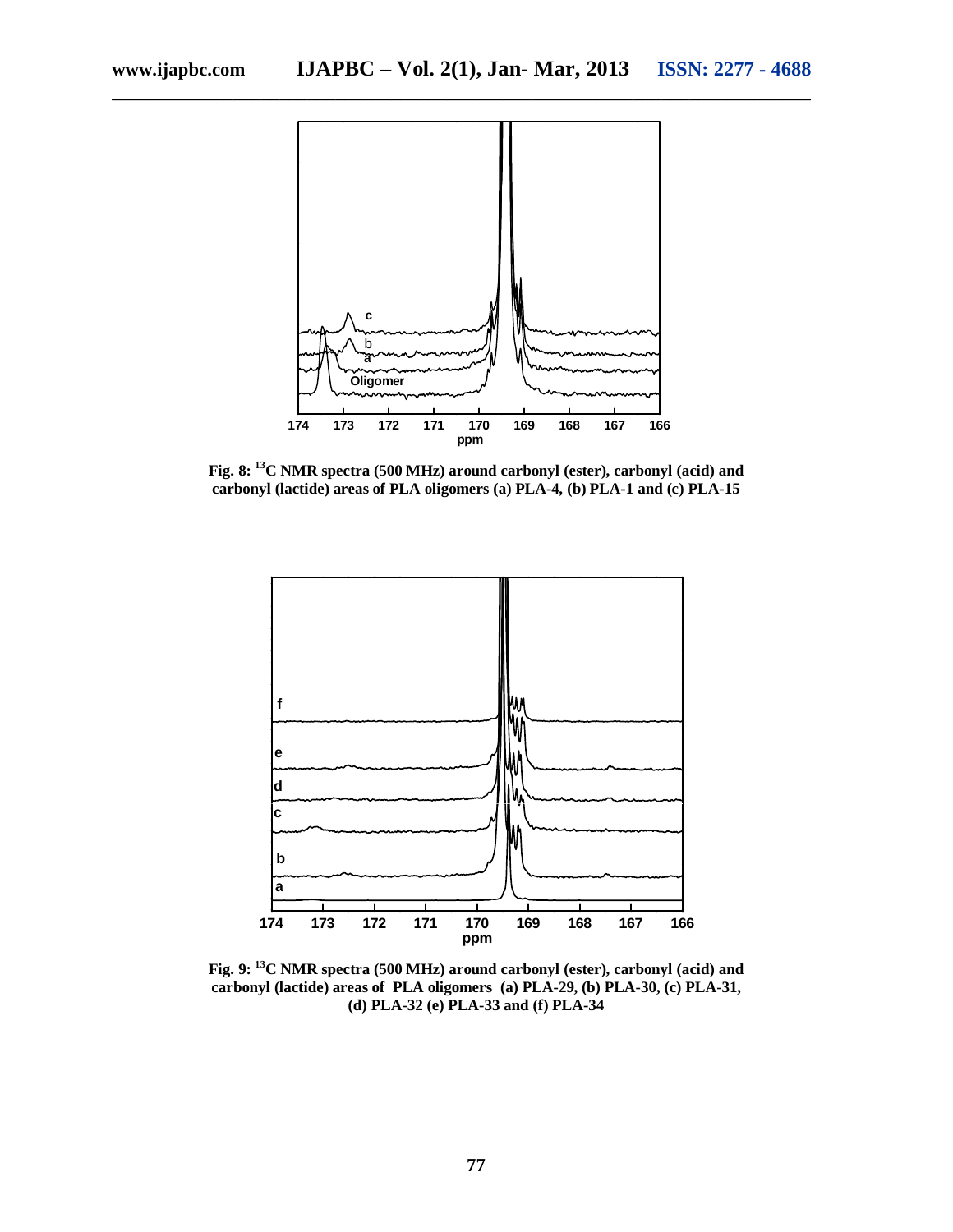**Fig. 8: $^{13}$C NMR spectra (500 MHz) around carbonyl (ester), carbonyl (acid) and carbonyl (lactide) areas of PLA oligomers (a) PLA-4, (b) PLA-1 and (c) PLA-15**

**Fig. 9: $^{13}$C NMR spectra (500 MHz) around carbonyl (ester), carbonyl (acid) and carbonyl (lactide) areas of PLA oligomers (a) PLA-29, (b) PLA-30, (c) PLA-31, (d) PLA-32 (e) PLA-33 and (f) PLA-34**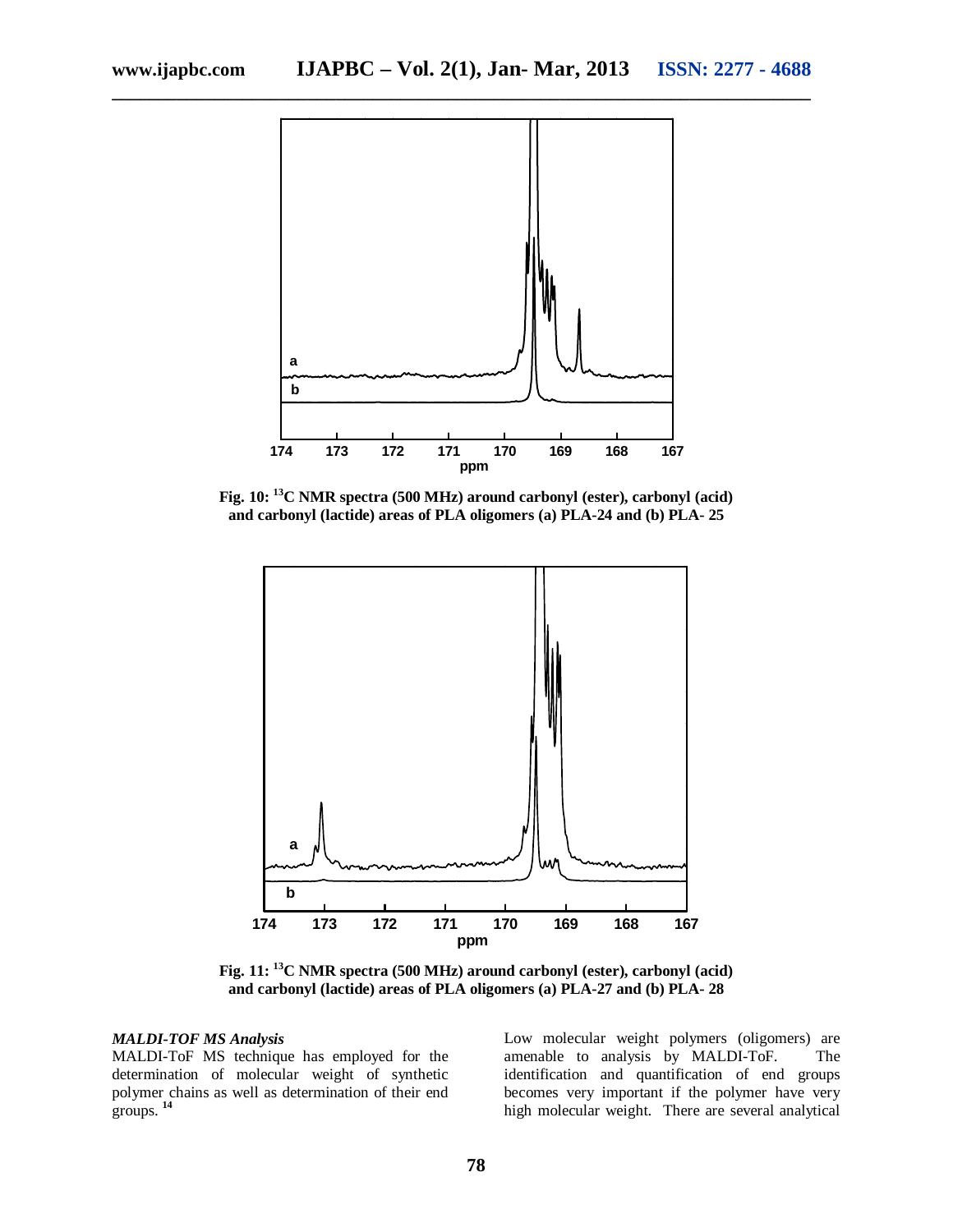Fig. 10: $^{13}C$ NMR spectra (500 MHz) around carbonyl (ester), carbonyl (acid) and carbonyl (lactide) areas of PLA oligomers (a) PLA-24 and (b) PLA- 25

Fig. 11: $^{13}C$ NMR spectra (500 MHz) around carbonyl (ester), carbonyl (acid) and carbonyl (lactide) areas of PLA oligomers (a) PLA-27 and (b) PLA- 28

### *MALDI-TOF MS Analysis*

MALDI-ToF MS technique has employed for the determination of molecular weight of synthetic polymer chains as well as determination of their end groups. [14]

Low molecular weight polymers (oligomers) are amenable to analysis by MALDI-ToF. The identification and quantification of end groups becomes very important if the polymer have very high molecular weight. There are several analytical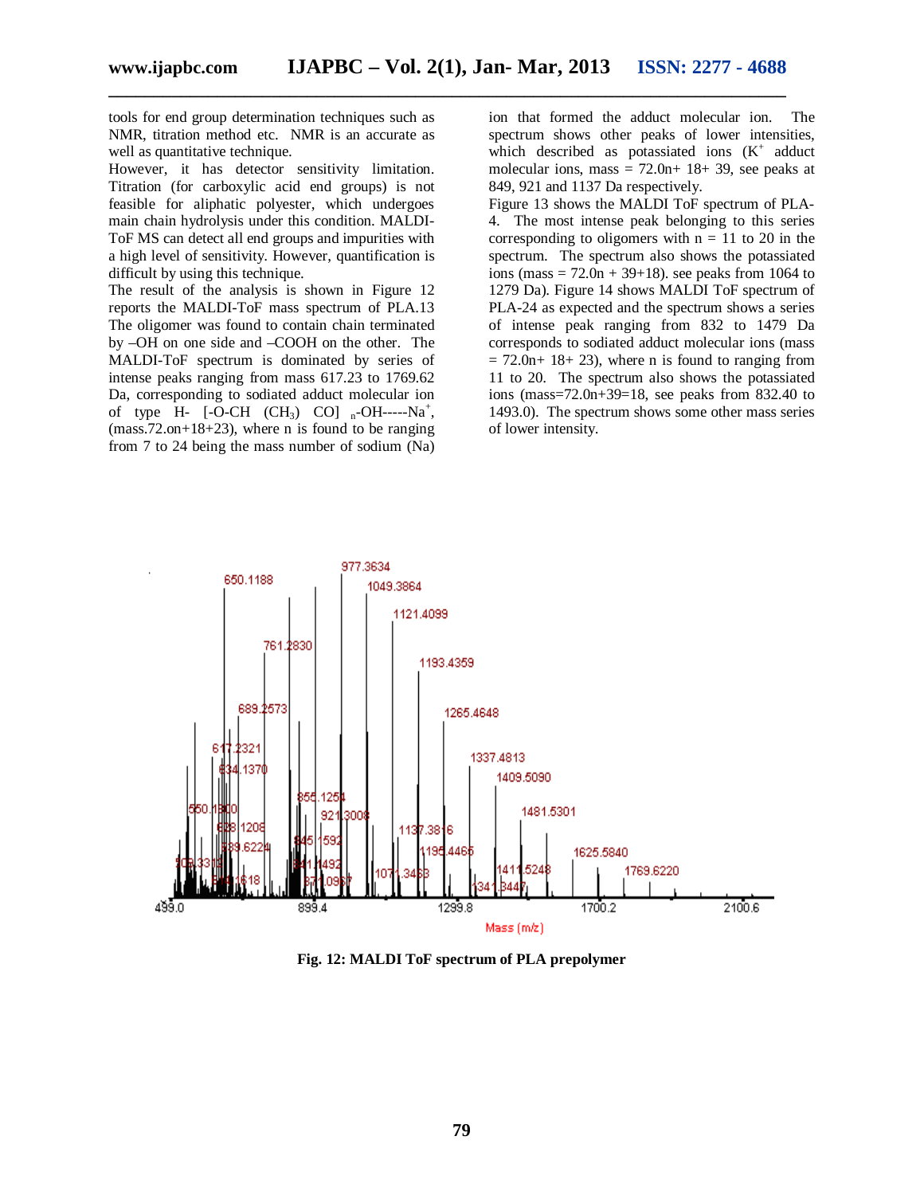tools for end group determination techniques such as NMR, titration method etc. NMR is an accurate as well as quantitative technique.

However, it has detector sensitivity limitation. Titration (for carboxylic acid end groups) is not feasible for aliphatic polyester, which undergoes main chain hydrolysis under this condition. MALDI-ToF MS can detect all end groups and impurities with a high level of sensitivity. However, quantification is difficult by using this technique.

The result of the analysis is shown in Figure 12 reports the MALDI-ToF mass spectrum of PLA.13 The oligomer was found to contain chain terminated by –OH on one side and –COOH on the other. The MALDI-ToF spectrum is dominated by series of intense peaks ranging from mass 617.23 to 1769.62 Da, corresponding to sodiated adduct molecular ion of type H- [-O-CH $(CH_3)$ CO] $_n$-OH-----$Na^+$, (mass.72.on+18+23), where n is found to be ranging from 7 to 24 being the mass number of sodium (Na) ion that formed the adduct molecular ion. The spectrum shows other peaks of lower intensities, which described as potassiated ions ($K^+$ adduct molecular ions, mass = 72.0n+ 18+ 39, see peaks at 849, 921 and 1137 Da respectively.

Figure 13 shows the MALDI ToF spectrum of PLA-4. The most intense peak belonging to this series corresponding to oligomers with n = 11 to 20 in the spectrum. The spectrum also shows the potassiated ions (mass = 72.0n + 39+18). see peaks from 1064 to 1279 Da). Figure 14 shows MALDI ToF spectrum of PLA-24 as expected and the spectrum shows a series of intense peak ranging from 832 to 1479 Da corresponds to sodiated adduct molecular ions (mass = 72.0n+ 18+ 23), where n is found to ranging from 11 to 20. The spectrum also shows the potassiated ions (mass=72.0n+39=18, see peaks from 832.40 to 1493.0). The spectrum shows some other mass series of lower intensity.

**Fig. 12: MALDI ToF spectrum of PLA prepolymer**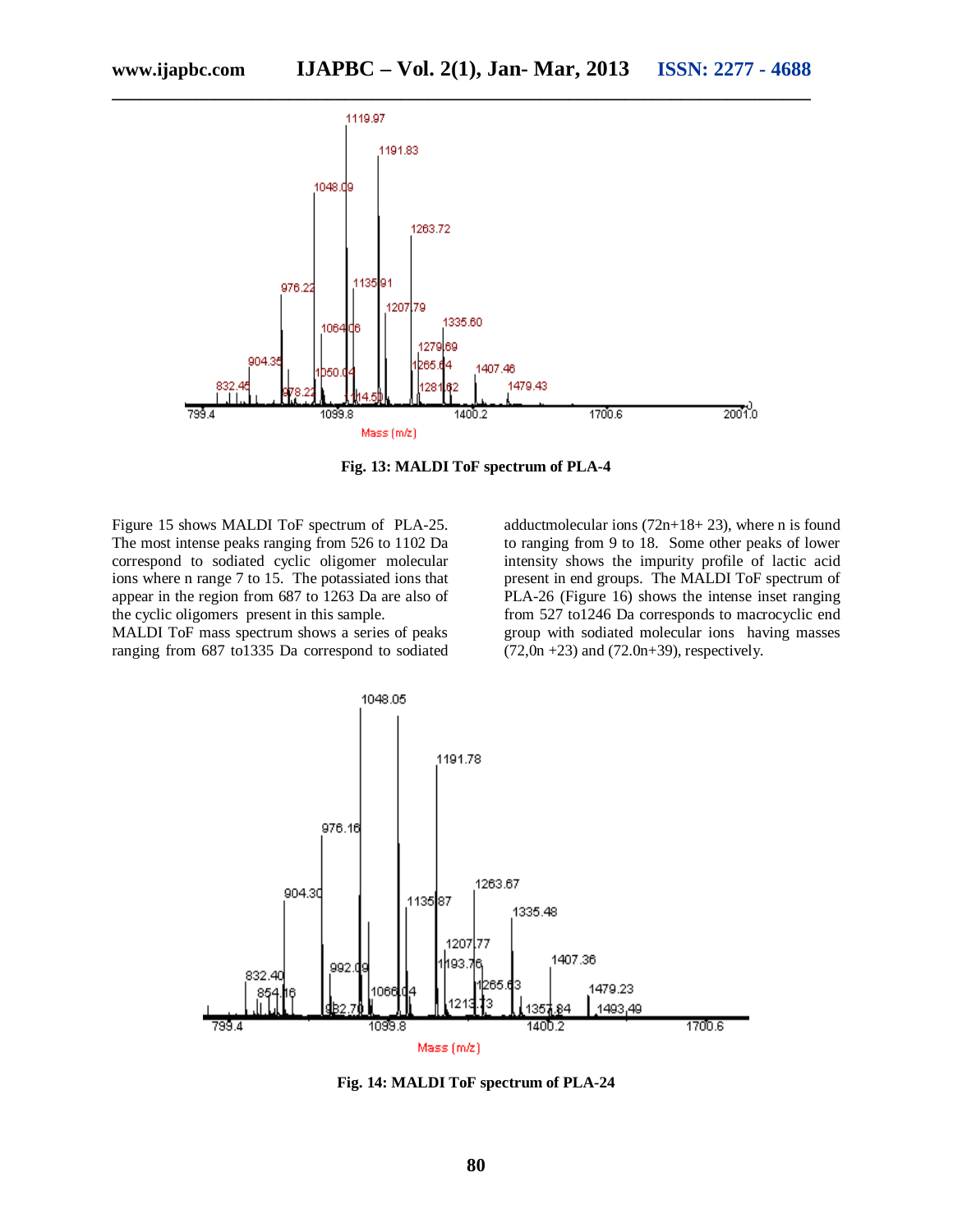Fig. 13: MALDI ToF spectrum of PLA-4

Figure 15 shows MALDI ToF spectrum of PLA-25. The most intense peaks ranging from 526 to 1102 Da correspond to sodiated cyclic oligomer molecular ions where n range 7 to 15. The potassiated ions that appear in the region from 687 to 1263 Da are also of the cyclic oligomers present in this sample.

MALDI ToF mass spectrum shows a series of peaks ranging from 687 to1335 Da correspond to sodiated adductmolecular ions (72n+18+ 23), where n is found to ranging from 9 to 18. Some other peaks of lower intensity shows the impurity profile of lactic acid present in end groups. The MALDI ToF spectrum of PLA-26 (Figure 16) shows the intense inset ranging from 527 to1246 Da corresponds to macrocyclic end group with sodiated molecular ions having masses (72,0n +23) and (72.0n+39), respectively.

Fig. 14: MALDI ToF spectrum of PLA-24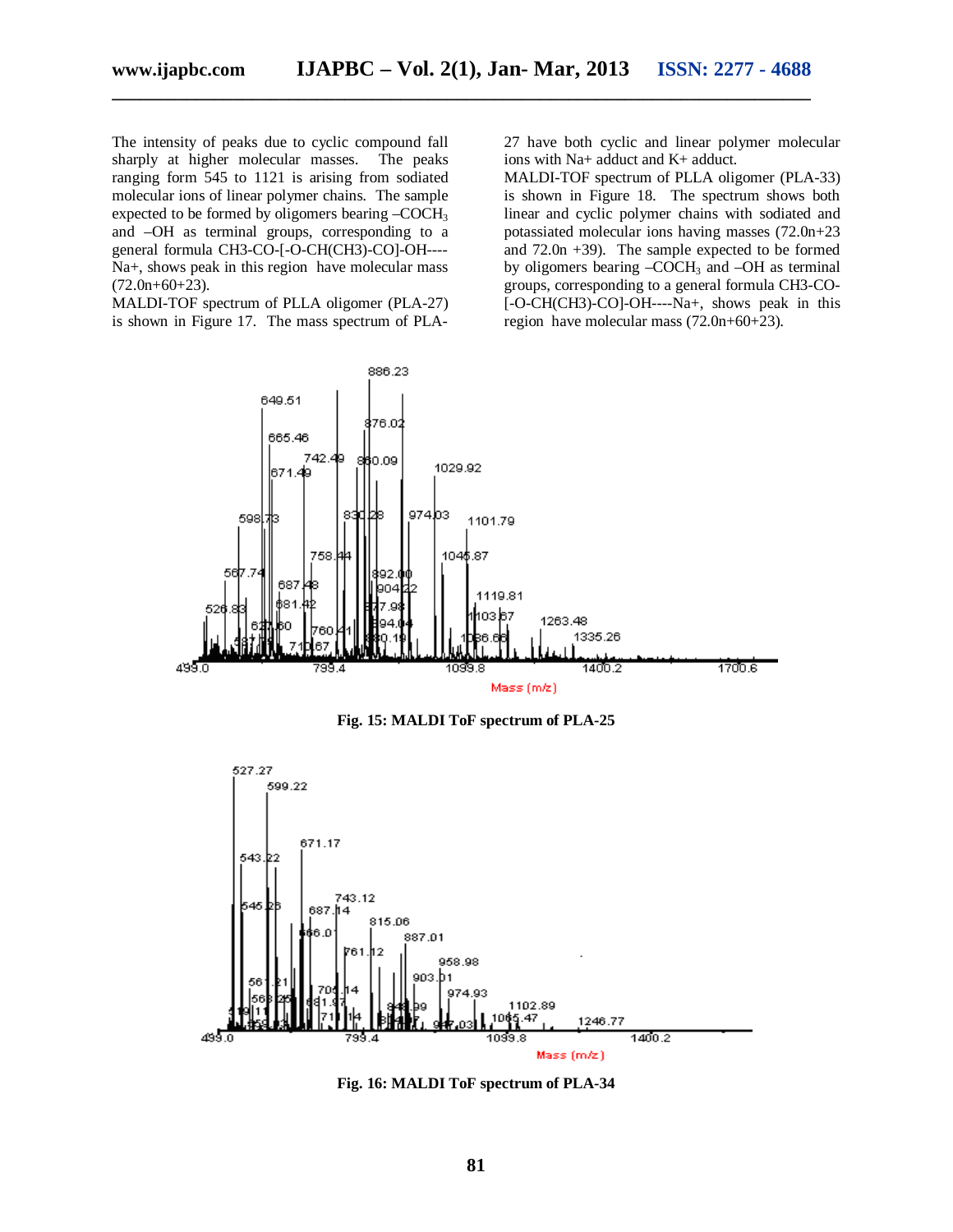The intensity of peaks due to cyclic compound fall sharply at higher molecular masses. The peaks ranging form 545 to 1121 is arising from sodiated molecular ions of linear polymer chains. The sample expected to be formed by oligomers bearing $–COCH_3$ and –OH as terminal groups, corresponding to a general formula CH3-CO-[-O-CH(CH3)-CO]-OH----Na+, shows peak in this region have molecular mass (72.0n+60+23).

MALDI-TOF spectrum of PLLA oligomer (PLA-27) is shown in Figure 17. The mass spectrum of PLA-27 have both cyclic and linear polymer molecular ions with Na+ adduct and K+ adduct.

MALDI-TOF spectrum of PLLA oligomer (PLA-33) is shown in Figure 18. The spectrum shows both linear and cyclic polymer chains with sodiated and potassiated molecular ions having masses (72.0n+23 and 72.0n +39). The sample expected to be formed by oligomers bearing $–COCH_3$ and –OH as terminal groups, corresponding to a general formula CH3-CO-[-O-CH(CH3)-CO]-OH----Na+, shows peak in this region have molecular mass (72.0n+60+23).

**Fig. 15: MALDI ToF spectrum of PLA-25**

**Fig. 16: MALDI ToF spectrum of PLA-34**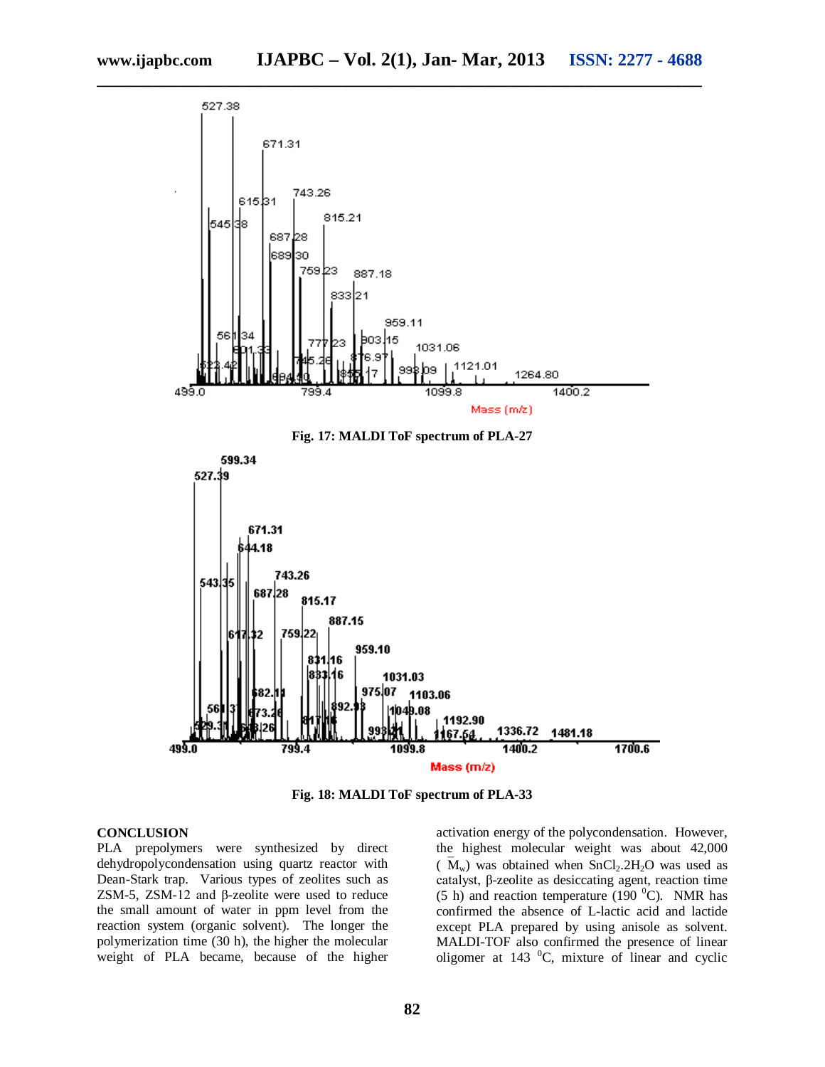Fig. 17: MALDI ToF spectrum of PLA-27

Fig. 18: MALDI ToF spectrum of PLA-33

## CONCLUSION

PLA prepolymers were synthesized by direct dehydropolycondensation using quartz reactor with Dean-Stark trap. Various types of zeolites such as ZSM-5, ZSM-12 and β-zeolite were used to reduce the small amount of water in ppm level from the reaction system (organic solvent). The longer the polymerization time (30 h), the higher the molecular weight of PLA became, because of the higher activation energy of the polycondensation. However, the highest molecular weight was about 42,000 ($\bar{M}_w$) was obtained when $SnCl_2.2H_2O$ was used as catalyst, β-zeolite as desiccating agent, reaction time (5 h) and reaction temperature (190 $^0$C). NMR has confirmed the absence of L-lactic acid and lactide except PLA prepared by using anisole as solvent. MALDI-TOF also confirmed the presence of linear oligomer at 143 $^0$C, mixture of linear and cyclic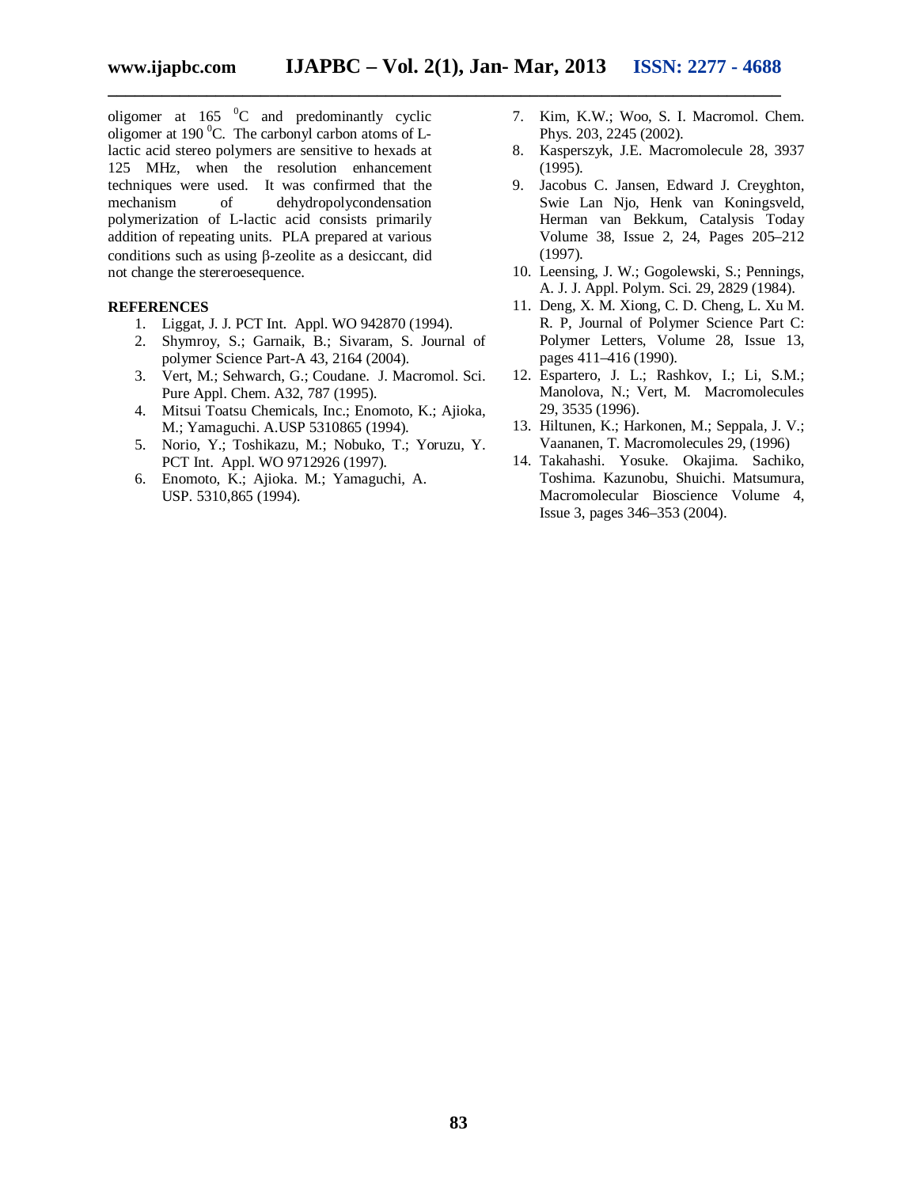oligomer at 165 $^{0}$C and predominantly cyclic oligomer at 190 $^{0}$C. The carbonyl carbon atoms of L-lactic acid stereo polymers are sensitive to hexads at 125 MHz, when the resolution enhancement techniques were used. It was confirmed that the mechanism of dehydropolycondensation polymerization of L-lactic acid consists primarily addition of repeating units. PLA prepared at various conditions such as using β-zeolite as a desiccant, did not change the stereroesequence.

**REFERENCES**

1. Liggat, J. J. PCT Int. Appl. WO 942870 (1994).
2. Shymroy, S.; Garnaik, B.; Sivaram, S. Journal of polymer Science Part-A 43, 2164 (2004).
3. Vert, M.; Sehwarch, G.; Coudane. J. Macromol. Sci. Pure Appl. Chem. A32, 787 (1995).
4. Mitsui Toatsu Chemicals, Inc.; Enomoto, K.; Ajioka, M.; Yamaguchi. A.USP 5310865 (1994).
5. Norio, Y.; Toshikazu, M.; Nobuko, T.; Yoruzu, Y. PCT Int. Appl. WO 9712926 (1997).
6. Enomoto, K.; Ajioka. M.; Yamaguchi, A. USP. 5310,865 (1994).
7. Kim, K.W.; Woo, S. I. Macromol. Chem. Phys. 203, 2245 (2002).
8. Kasperszyk, J.E. Macromolecule 28, 3937 (1995).
9. Jacobus C. Jansen, Edward J. Creyghton, Swie Lan Njo, Henk van Koningsveld, Herman van Bekkum, Catalysis Today Volume 38, Issue 2, 24, Pages 205–212 (1997).
10. Leensing, J. W.; Gogolewski, S.; Pennings, A. J. J. Appl. Polym. Sci. 29, 2829 (1984).
11. Deng, X. M. Xiong, C. D. Cheng, L. Xu M. R. P, Journal of Polymer Science Part C: Polymer Letters, Volume 28, Issue 13, pages 411–416 (1990).
12. Espartero, J. L.; Rashkov, I.; Li, S.M.; Manolova, N.; Vert, M. Macromolecules 29, 3535 (1996).
13. Hiltunen, K.; Harkonen, M.; Seppala, J. V.; Vaananen, T. Macromolecules 29, (1996)
14. Takahashi. Yosuke. Okajima. Sachiko, Toshima. Kazunobu, Shuichi. Matsumura, Macromolecular Bioscience Volume 4, Issue 3, pages 346–353 (2004).